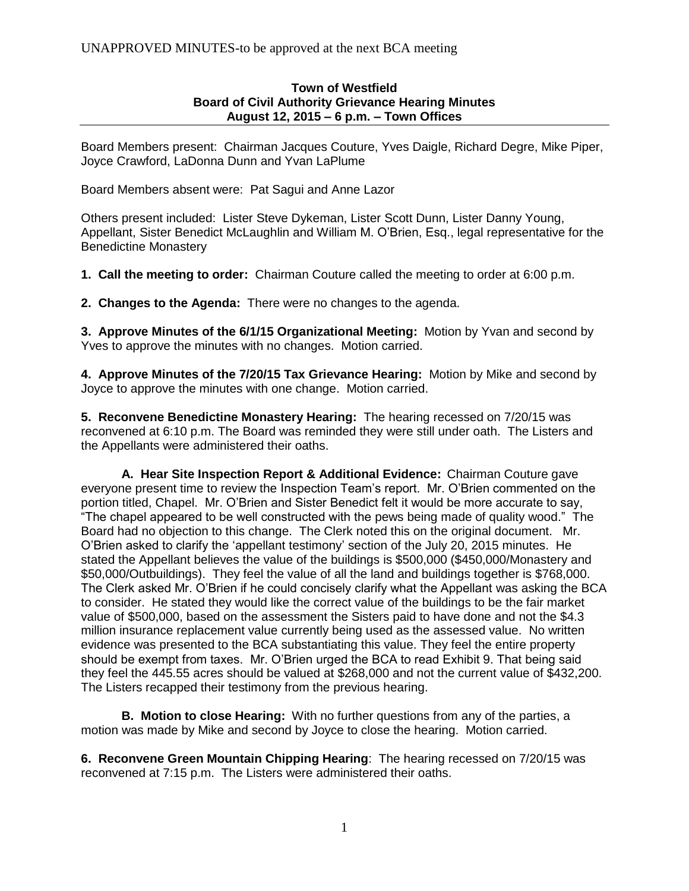UNAPPROVED MINUTES-to be approved at the next BCA meeting

**Town of Westfield**
**Board of Civil Authority Grievance Hearing Minutes**
**August 12, 2015 – 6 p.m. – Town Offices**

Board Members present: Chairman Jacques Couture, Yves Daigle, Richard Degre, Mike Piper, Joyce Crawford, LaDonna Dunn and Yvan LaPlume

Board Members absent were: Pat Sagui and Anne Lazor

Others present included: Lister Steve Dykeman, Lister Scott Dunn, Lister Danny Young, Appellant, Sister Benedict McLaughlin and William M. O'Brien, Esq., legal representative for the Benedictine Monastery

**1. Call the meeting to order:** Chairman Couture called the meeting to order at 6:00 p.m.

**2. Changes to the Agenda:** There were no changes to the agenda.

**3. Approve Minutes of the 6/1/15 Organizational Meeting:** Motion by Yvan and second by Yves to approve the minutes with no changes. Motion carried.

**4. Approve Minutes of the 7/20/15 Tax Grievance Hearing:** Motion by Mike and second by Joyce to approve the minutes with one change. Motion carried.

**5. Reconvene Benedictine Monastery Hearing:** The hearing recessed on 7/20/15 was reconvened at 6:10 p.m. The Board was reminded they were still under oath. The Listers and the Appellants were administered their oaths.

**A. Hear Site Inspection Report & Additional Evidence:** Chairman Couture gave everyone present time to review the Inspection Team's report. Mr. O'Brien commented on the portion titled, Chapel. Mr. O'Brien and Sister Benedict felt it would be more accurate to say, "The chapel appeared to be well constructed with the pews being made of quality wood." The Board had no objection to this change. The Clerk noted this on the original document. Mr. O'Brien asked to clarify the 'appellant testimony' section of the July 20, 2015 minutes. He stated the Appellant believes the value of the buildings is $500,000 ($450,000/Monastery and $50,000/Outbuildings). They feel the value of all the land and buildings together is $768,000. The Clerk asked Mr. O'Brien if he could concisely clarify what the Appellant was asking the BCA to consider. He stated they would like the correct value of the buildings to be the fair market value of $500,000, based on the assessment the Sisters paid to have done and not the $4.3 million insurance replacement value currently being used as the assessed value. No written evidence was presented to the BCA substantiating this value. They feel the entire property should be exempt from taxes. Mr. O'Brien urged the BCA to read Exhibit 9. That being said they feel the 445.55 acres should be valued at $268,000 and not the current value of $432,200. The Listers recapped their testimony from the previous hearing.

**B. Motion to close Hearing:** With no further questions from any of the parties, a motion was made by Mike and second by Joyce to close the hearing. Motion carried.

**6. Reconvene Green Mountain Chipping Hearing**: The hearing recessed on 7/20/15 was reconvened at 7:15 p.m. The Listers were administered their oaths.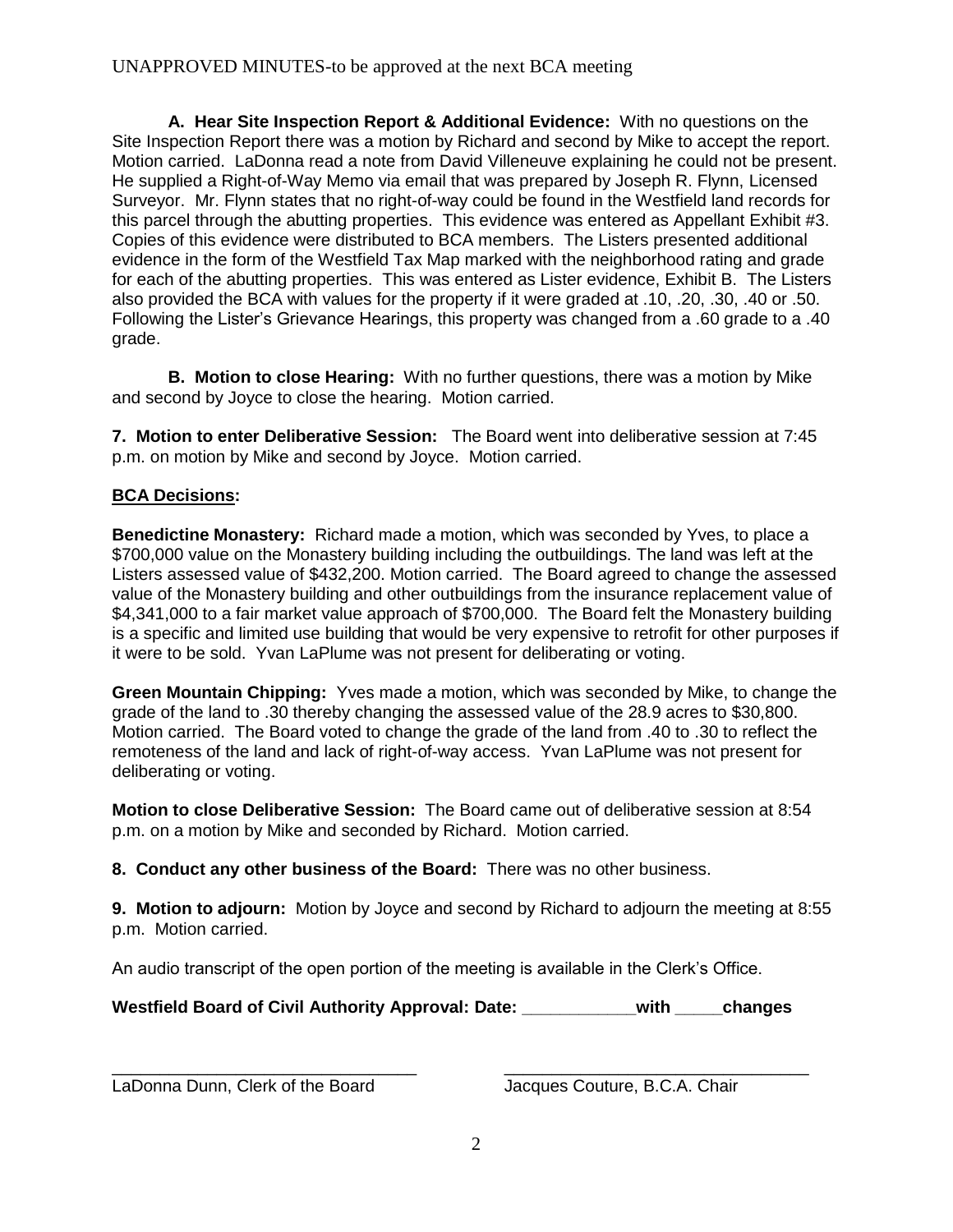UNAPPROVED MINUTES-to be approved at the next BCA meeting

**A. Hear Site Inspection Report & Additional Evidence:** With no questions on the Site Inspection Report there was a motion by Richard and second by Mike to accept the report. Motion carried. LaDonna read a note from David Villeneuve explaining he could not be present. He supplied a Right-of-Way Memo via email that was prepared by Joseph R. Flynn, Licensed Surveyor. Mr. Flynn states that no right-of-way could be found in the Westfield land records for this parcel through the abutting properties. This evidence was entered as Appellant Exhibit #3. Copies of this evidence were distributed to BCA members. The Listers presented additional evidence in the form of the Westfield Tax Map marked with the neighborhood rating and grade for each of the abutting properties. This was entered as Lister evidence, Exhibit B. The Listers also provided the BCA with values for the property if it were graded at .10, .20, .30, .40 or .50. Following the Lister's Grievance Hearings, this property was changed from a .60 grade to a .40 grade.

**B. Motion to close Hearing:** With no further questions, there was a motion by Mike and second by Joyce to close the hearing. Motion carried.

**7. Motion to enter Deliberative Session:** The Board went into deliberative session at 7:45 p.m. on motion by Mike and second by Joyce. Motion carried.

**BCA Decisions:**

**Benedictine Monastery:** Richard made a motion, which was seconded by Yves, to place a $700,000 value on the Monastery building including the outbuildings. The land was left at the Listers assessed value of $432,200. Motion carried. The Board agreed to change the assessed value of the Monastery building and other outbuildings from the insurance replacement value of $4,341,000 to a fair market value approach of $700,000. The Board felt the Monastery building is a specific and limited use building that would be very expensive to retrofit for other purposes if it were to be sold. Yvan LaPlume was not present for deliberating or voting.

**Green Mountain Chipping:** Yves made a motion, which was seconded by Mike, to change the grade of the land to .30 thereby changing the assessed value of the 28.9 acres to $30,800. Motion carried. The Board voted to change the grade of the land from .40 to .30 to reflect the remoteness of the land and lack of right-of-way access. Yvan LaPlume was not present for deliberating or voting.

**Motion to close Deliberative Session:** The Board came out of deliberative session at 8:54 p.m. on a motion by Mike and seconded by Richard. Motion carried.

**8. Conduct any other business of the Board:** There was no other business.

**9. Motion to adjourn:** Motion by Joyce and second by Richard to adjourn the meeting at 8:55 p.m. Motion carried.

An audio transcript of the open portion of the meeting is available in the Clerk's Office.

**Westfield Board of Civil Authority Approval: Date: ____________with _____changes**

_________________________________ _________________________________

LaDonna Dunn, Clerk of the Board Jacques Couture, B.C.A. Chair